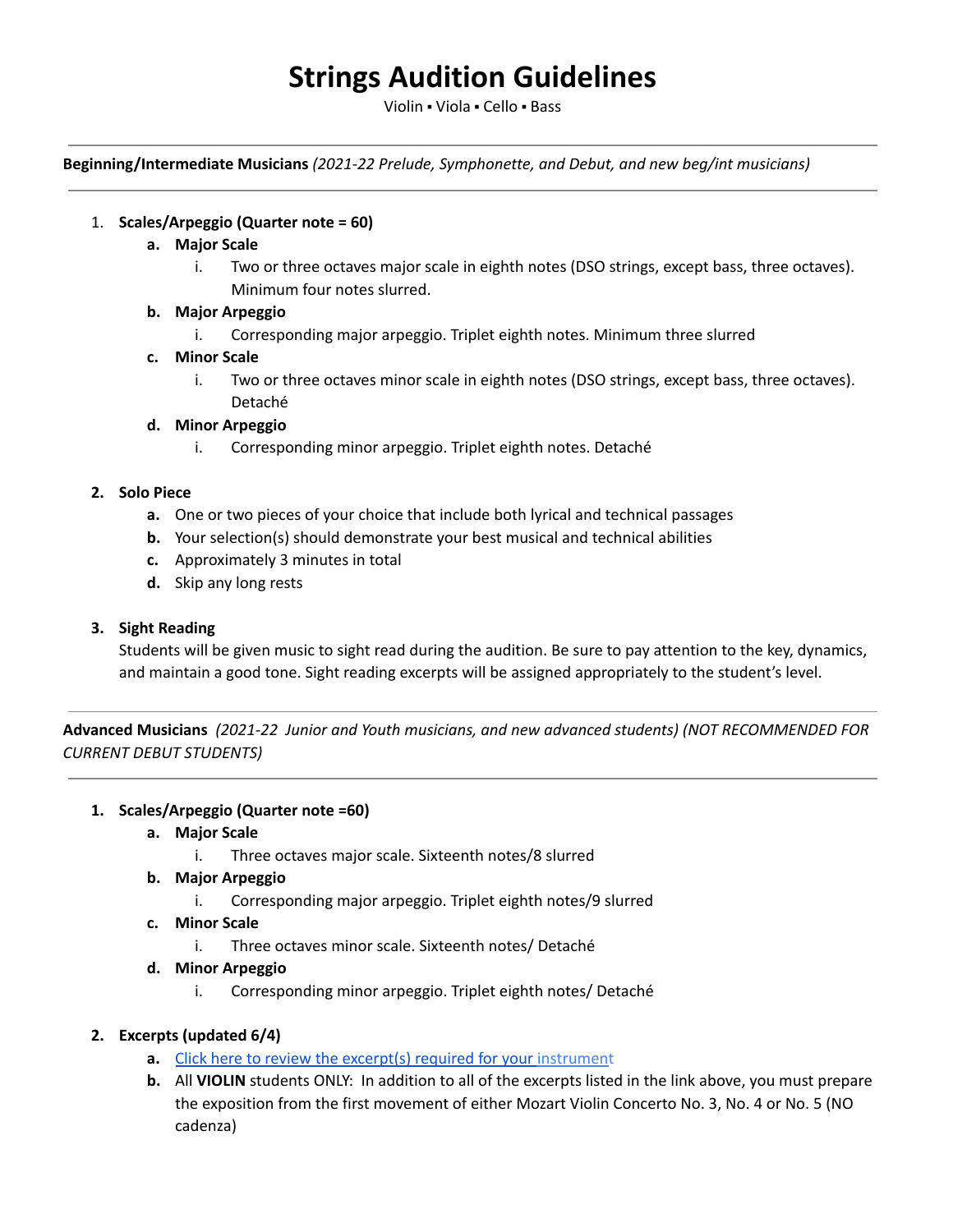# Strings Audition Guidelines

Violin ▪ Viola ▪ Cello ▪ Bass

---

**Beginning/Intermediate Musicians** *(2021-22 Prelude, Symphonette, and Debut, and new beg/int musicians)*

---

1. **Scales/Arpeggio (Quarter note = 60)**
   a. **Major Scale**
      i. Two or three octaves major scale in eighth notes (DSO strings, except bass, three octaves). Minimum four notes slurred.
   b. **Major Arpeggio**
      i. Corresponding major arpeggio. Triplet eighth notes. Minimum three slurred
   c. **Minor Scale**
      i. Two or three octaves minor scale in eighth notes (DSO strings, except bass, three octaves). Detaché
   d. **Minor Arpeggio**
      i. Corresponding minor arpeggio. Triplet eighth notes. Detaché

2. **Solo Piece**
   a. One or two pieces of your choice that include both lyrical and technical passages
   b. Your selection(s) should demonstrate your best musical and technical abilities
   c. Approximately 3 minutes in total
   d. Skip any long rests

3. **Sight Reading**
   Students will be given music to sight read during the audition. Be sure to pay attention to the key, dynamics, and maintain a good tone. Sight reading excerpts will be assigned appropriately to the student's level.

---

**Advanced Musicians** *(2021-22 Junior and Youth musicians, and new advanced students) (NOT RECOMMENDED FOR CURRENT DEBUT STUDENTS)*

---

1. **Scales/Arpeggio (Quarter note =60)**
   a. **Major Scale**
      i. Three octaves major scale. Sixteenth notes/8 slurred
   b. **Major Arpeggio**
      i. Corresponding major arpeggio. Triplet eighth notes/9 slurred
   c. **Minor Scale**
      i. Three octaves minor scale. Sixteenth notes/ Detaché
   d. **Minor Arpeggio**
      i. Corresponding minor arpeggio. Triplet eighth notes/ Detaché

2. **Excerpts (updated 6/4)**
   a. Click here to review the excerpt(s) required for your instrument
   b. All **VIOLIN** students ONLY: In addition to all of the excerpts listed in the link above, you must prepare the exposition from the first movement of either Mozart Violin Concerto No. 3, No. 4 or No. 5 (NO cadenza)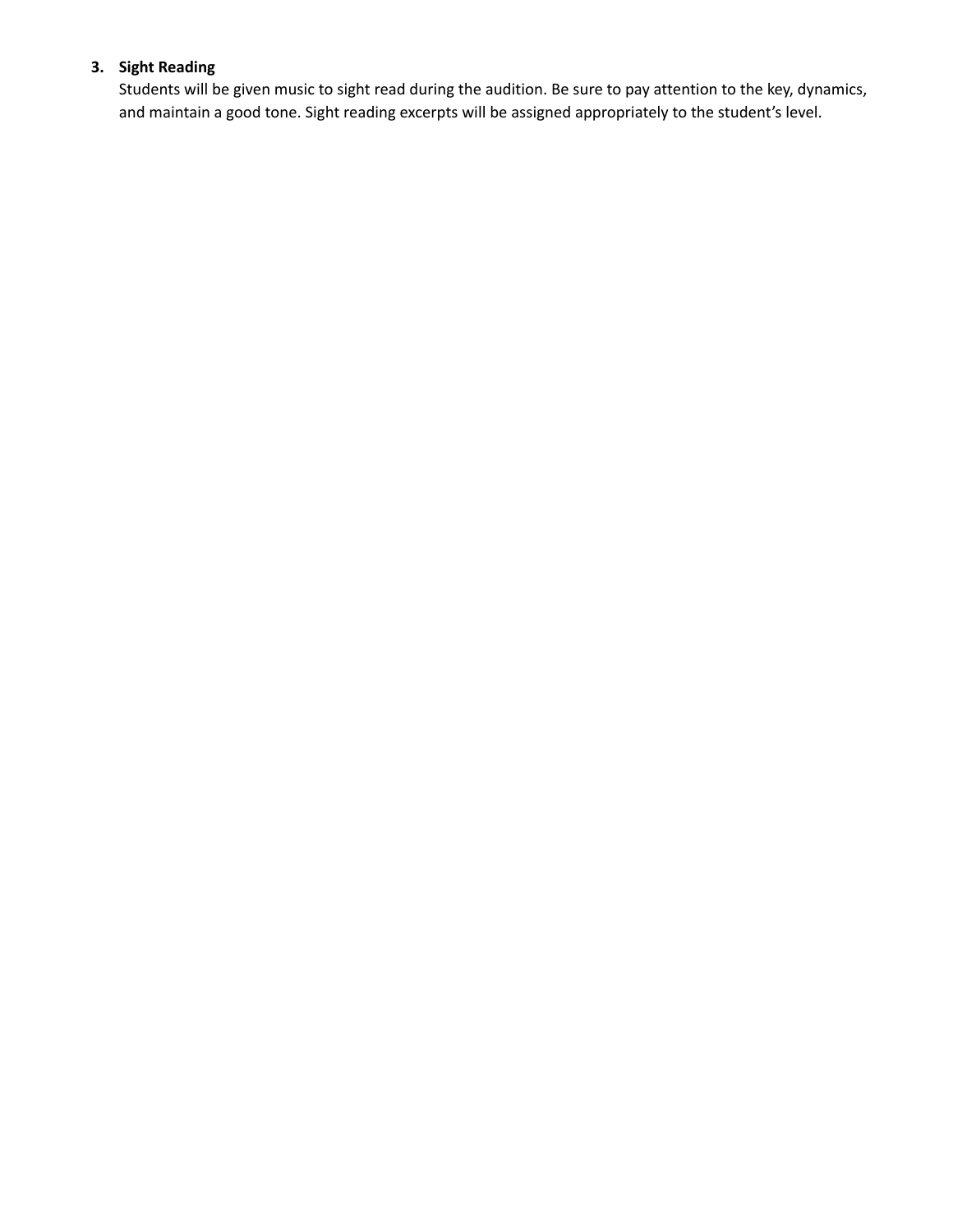3. **Sight Reading**
   Students will be given music to sight read during the audition. Be sure to pay attention to the key, dynamics, and maintain a good tone. Sight reading excerpts will be assigned appropriately to the student's level.